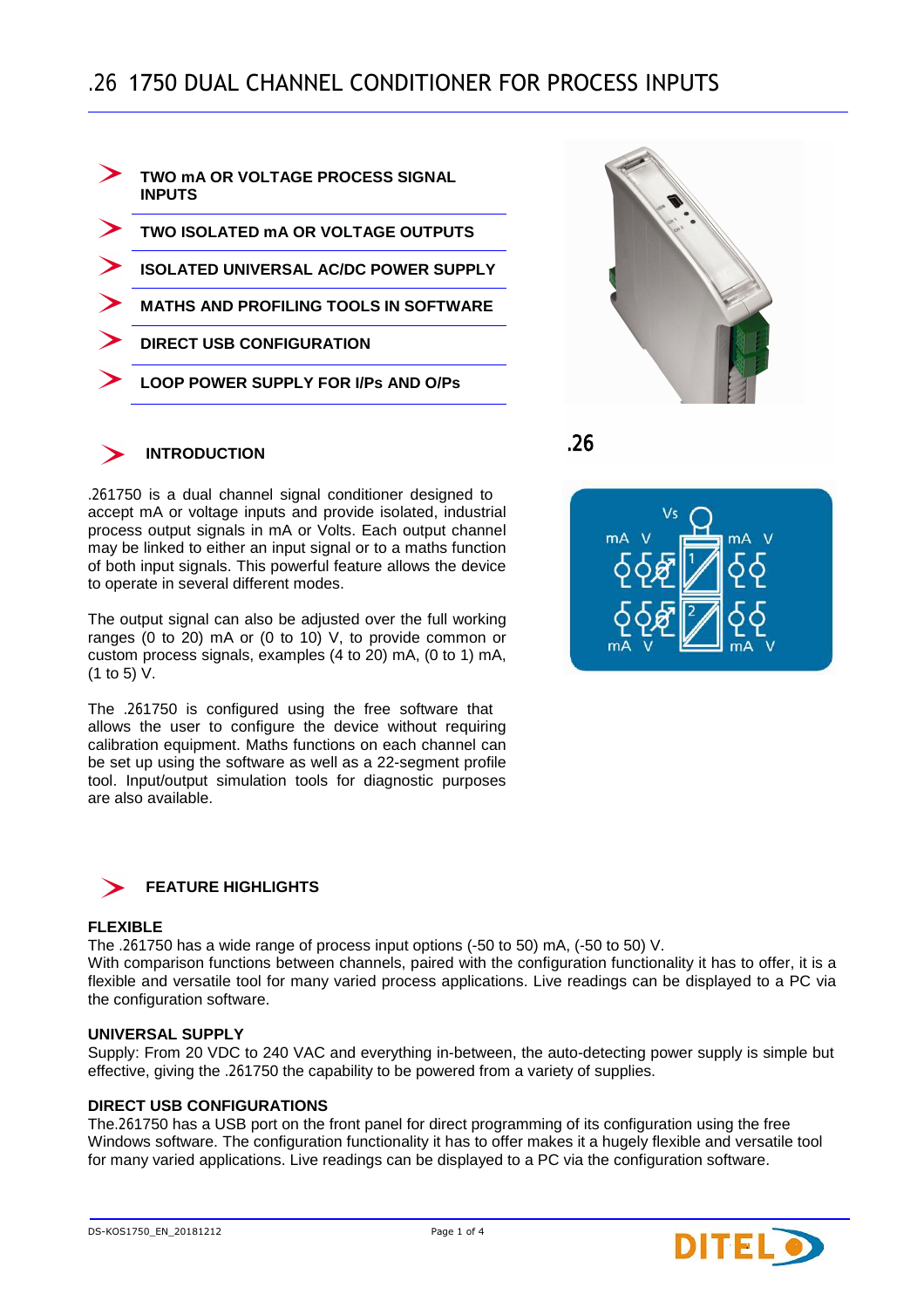# .26 1750 DUAL CHANNEL CONDITIONER FOR PROCESS INPUTS

- **TWO mA OR VOLTAGE PROCESS SIGNAL INPUTS**
- **TWO ISOLATED mA OR VOLTAGE OUTPUTS**
- **ISOLATED UNIVERSAL AC/DC POWER SUPPLY**
- **MATHS AND PROFILING TOOLS IN SOFTWARE**
- **DIRECT USB CONFIGURATION**
- **LOOP POWER SUPPLY FOR I/Ps AND O/Ps**

.26

## INTRODUCTION

.261750 is a dual channel signal conditioner designed to accept mA or voltage inputs and provide isolated, industrial process output signals in mA or Volts. Each output channel may be linked to either an input signal or to a maths function of both input signals. This powerful feature allows the device to operate in several different modes.

The output signal can also be adjusted over the full working ranges (0 to 20) mA or (0 to 10) V, to provide common or custom process signals, examples (4 to 20) mA, (0 to 1) mA, (1 to 5) V.

The .261750 is configured using the free software that allows the user to configure the device without requiring calibration equipment. Maths functions on each channel can be set up using the software as well as a 22-segment profile tool. Input/output simulation tools for diagnostic purposes are also available.

## FEATURE HIGHLIGHTS

### FLEXIBLE

The .261750 has a wide range of process input options (-50 to 50) mA, (-50 to 50) V.
With comparison functions between channels, paired with the configuration functionality it has to offer, it is a flexible and versatile tool for many varied process applications. Live readings can be displayed to a PC via the configuration software.

### UNIVERSAL SUPPLY

Supply: From 20 VDC to 240 VAC and everything in-between, the auto-detecting power supply is simple but effective, giving the .261750 the capability to be powered from a variety of supplies.

### DIRECT USB CONFIGURATIONS

The.261750 has a USB port on the front panel for direct programming of its configuration using the free Windows software. The configuration functionality it has to offer makes it a hugely flexible and versatile tool for many varied applications. Live readings can be displayed to a PC via the configuration software.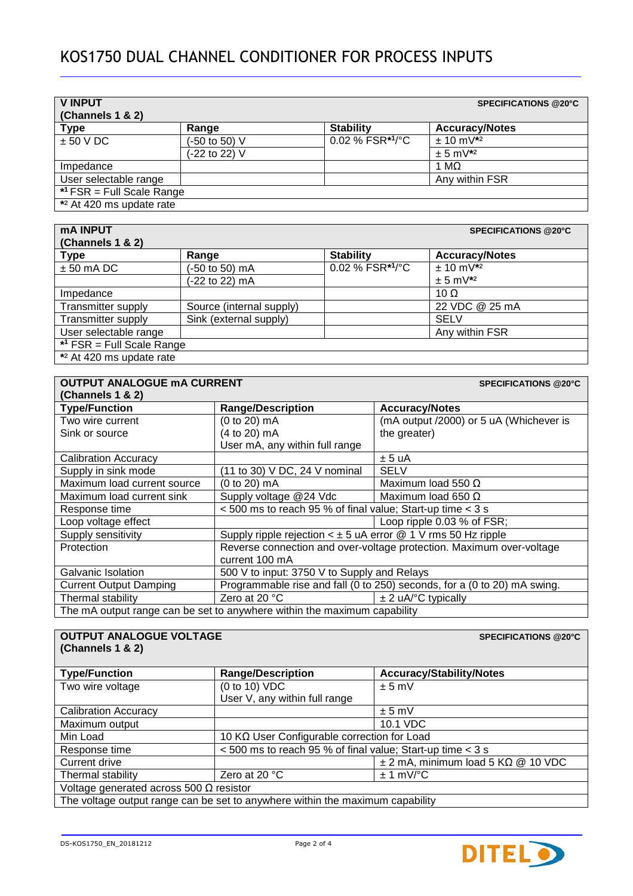# KOS1750 DUAL CHANNEL CONDITIONER FOR PROCESS INPUTS

| V INPUT (Channels 1 & 2) | | | SPECIFICATIONS @20°C |
|---|---|---|---|
| **Type** | **Range** | **Stability** | **Accuracy/Notes** |
| ± 50 V DC | (-50 to 50) V | 0.02 % FSR*1/°C | ± 10 mV*2 |
| | (-22 to 22) V | | ± 5 mV*2 |
| Impedance | | | 1 MΩ |
| User selectable range | | | Any within FSR |
| *1 FSR = Full Scale Range | | | |
| *2 At 420 ms update rate | | | |

| mA INPUT (Channels 1 & 2) | | | SPECIFICATIONS @20°C |
|---|---|---|---|
| **Type** | **Range** | **Stability** | **Accuracy/Notes** |
| ± 50 mA DC | (-50 to 50) mA | 0.02 % FSR*1/°C | ± 10 mV*2 |
| | (-22 to 22) mA | | ± 5 mV*2 |
| Impedance | | | 10 Ω |
| Transmitter supply | Source (internal supply) | | 22 VDC @ 25 mA |
| Transmitter supply | Sink (external supply) | | SELV |
| User selectable range | | | Any within FSR |
| *1 FSR = Full Scale Range | | | |
| *2 At 420 ms update rate | | | |

| OUTPUT ANALOGUE mA CURRENT (Channels 1 & 2) | | SPECIFICATIONS @20°C |
|---|---|---|
| **Type/Function** | **Range/Description** | **Accuracy/Notes** |
| Two wire current<br>Sink or source | (0 to 20) mA<br>(4 to 20) mA<br>User mA, any within full range | (mA output /2000) or 5 uA (Whichever is the greater) |
| Calibration Accuracy | | ± 5 uA |
| Supply in sink mode | (11 to 30) V DC, 24 V nominal | SELV |
| Maximum load current source | (0 to 20) mA | Maximum load 550 Ω |
| Maximum load current sink | Supply voltage @24 Vdc | Maximum load 650 Ω |
| Response time | < 500 ms to reach 95 % of final value; Start-up time < 3 s | |
| Loop voltage effect | | Loop ripple 0.03 % of FSR; |
| Supply sensitivity | Supply ripple rejection < ± 5 uA error @ 1 V rms 50 Hz ripple | |
| Protection | Reverse connection and over-voltage protection. Maximum over-voltage current 100 mA | |
| Galvanic Isolation | 500 V to input: 3750 V to Supply and Relays | |
| Current Output Damping | Programmable rise and fall (0 to 250) seconds, for a (0 to 20) mA swing. | |
| Thermal stability | Zero at 20 °C | ± 2 uA/°C typically |
| The mA output range can be set to anywhere within the maximum capability | | |

| OUTPUT ANALOGUE VOLTAGE (Channels 1 & 2) | | SPECIFICATIONS @20°C |
|---|---|---|
| **Type/Function** | **Range/Description** | **Accuracy/Stability/Notes** |
| Two wire voltage | (0 to 10) VDC<br>User V, any within full range | ± 5 mV |
| Calibration Accuracy | | ± 5 mV |
| Maximum output | | 10.1 VDC |
| Min Load | 10 KΩ User Configurable correction for Load | |
| Response time | < 500 ms to reach 95 % of final value; Start-up time < 3 s | |
| Current drive | | ± 2 mA, minimum load 5 KΩ @ 10 VDC |
| Thermal stability | Zero at 20 °C | ± 1 mV/°C |
| Voltage generated across 500 Ω resistor | | |
| The voltage output range can be set to anywhere within the maximum capability | | |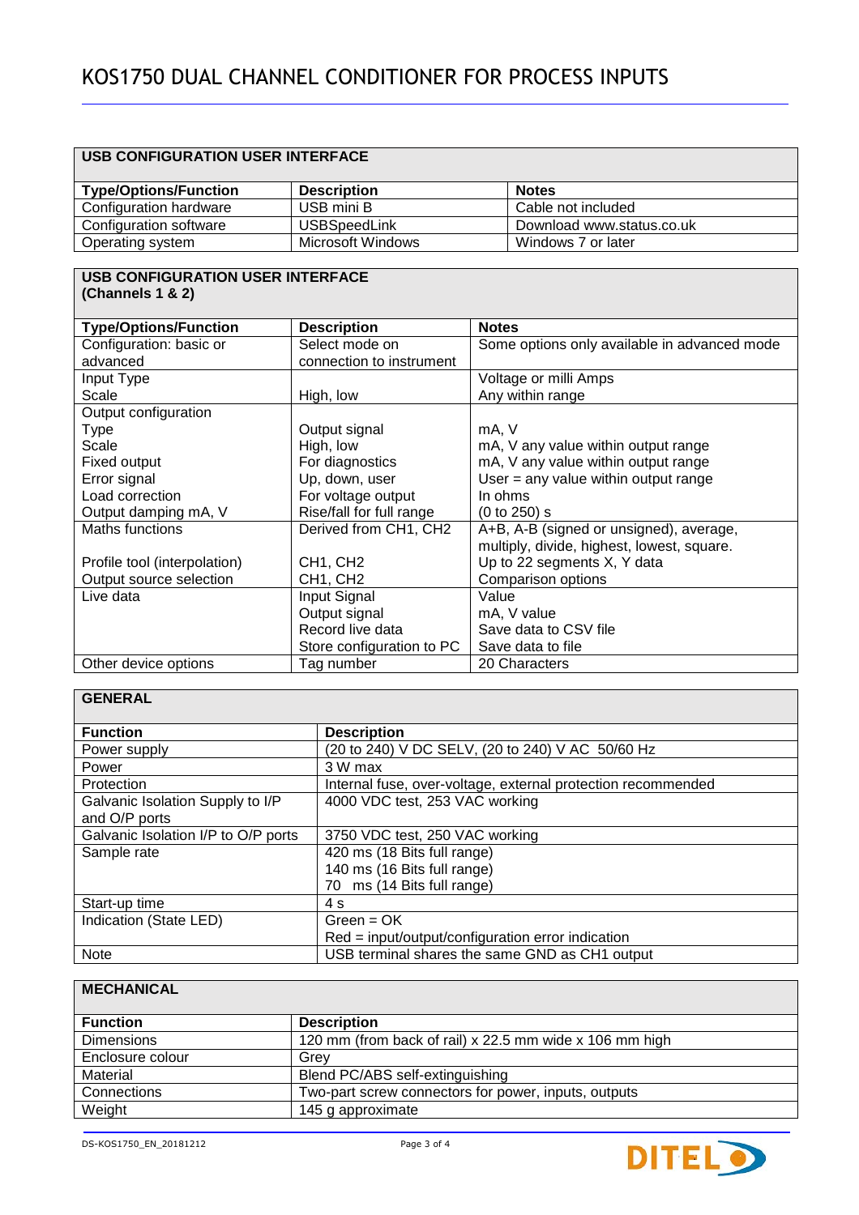# KOS1750 DUAL CHANNEL CONDITIONER FOR PROCESS INPUTS

## USB CONFIGURATION USER INTERFACE

| Type/Options/Function | Description | Notes |
|---|---|---|
| Configuration hardware | USB mini B | Cable not included |
| Configuration software | USBSpeedLink | Download www.status.co.uk |
| Operating system | Microsoft Windows | Windows 7 or later |

## USB CONFIGURATION USER INTERFACE (Channels 1 & 2)

| Type/Options/Function | Description | Notes |
|---|---|---|
| Configuration: basic or advanced | Select mode on connection to instrument | Some options only available in advanced mode |
| Input Type | | Voltage or milli Amps |
| Scale | High, low | Any within range |
| Output configuration | | |
| Type | Output signal | mA, V |
| Scale | High, low | mA, V any value within output range |
| Fixed output | For diagnostics | mA, V any value within output range |
| Error signal | Up, down, user | User = any value within output range |
| Load correction | For voltage output | In ohms |
| Output damping mA, V | Rise/fall for full range | (0 to 250) s |
| Maths functions | Derived from CH1, CH2 | A+B, A-B (signed or unsigned), average, multiply, divide, highest, lowest, square. |
| Profile tool (interpolation) | CH1, CH2 | Up to 22 segments X, Y data |
| Output source selection | CH1, CH2 | Comparison options |
| Live data | Input Signal | Value |
| | Output signal | mA, V value |
| | Record live data | Save data to CSV file |
| | Store configuration to PC | Save data to file |
| Other device options | Tag number | 20 Characters |

## GENERAL

| Function | Description |
|---|---|
| Power supply | (20 to 240) V DC SELV, (20 to 240) V AC 50/60 Hz |
| Power | 3 W max |
| Protection | Internal fuse, over-voltage, external protection recommended |
| Galvanic Isolation Supply to I/P and O/P ports | 4000 VDC test, 253 VAC working |
| Galvanic Isolation I/P to O/P ports | 3750 VDC test, 250 VAC working |
| Sample rate | 420 ms (18 Bits full range)<br>140 ms (16 Bits full range)<br>70 ms (14 Bits full range) |
| Start-up time | 4 s |
| Indication (State LED) | Green = OK<br>Red = input/output/configuration error indication |
| Note | USB terminal shares the same GND as CH1 output |

## MECHANICAL

| Function | Description |
|---|---|
| Dimensions | 120 mm (from back of rail) x 22.5 mm wide x 106 mm high |
| Enclosure colour | Grey |
| Material | Blend PC/ABS self-extinguishing |
| Connections | Two-part screw connectors for power, inputs, outputs |
| Weight | 145 g approximate |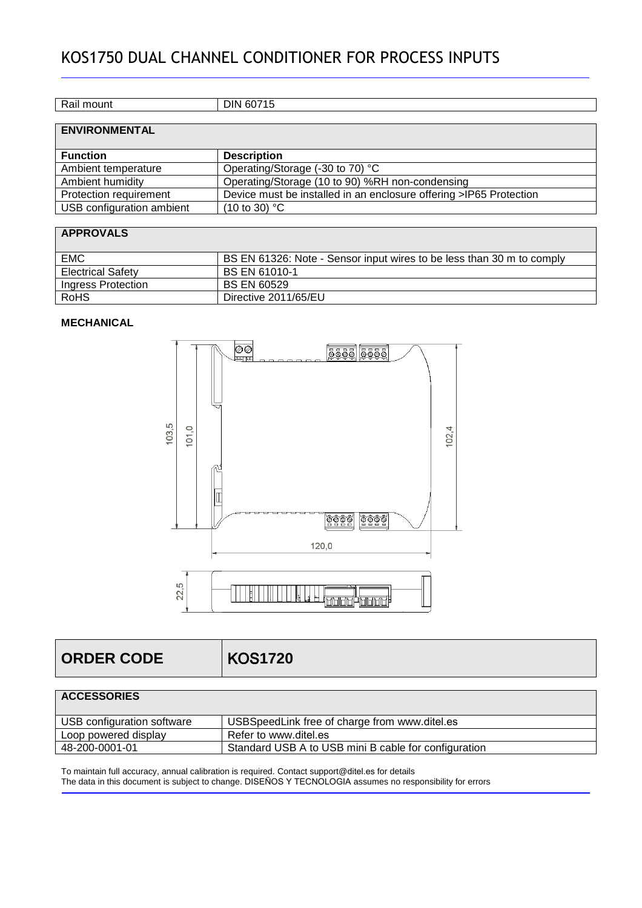# KOS1750 DUAL CHANNEL CONDITIONER FOR PROCESS INPUTS

| | |
|---|---|
| Rail mount | DIN 60715 |

## ENVIRONMENTAL

| Function | Description |
|---|---|
| Ambient temperature | Operating/Storage (-30 to 70) °C |
| Ambient humidity | Operating/Storage (10 to 90) %RH non-condensing |
| Protection requirement | Device must be installed in an enclosure offering >IP65 Protection |
| USB configuration ambient | (10 to 30) °C |

## APPROVALS

| | |
|---|---|
| EMC | BS EN 61326: Note - Sensor input wires to be less than 30 m to comply |
| Electrical Safety | BS EN 61010-1 |
| Ingress Protection | BS EN 60529 |
| RoHS | Directive 2011/65/EU |

## MECHANICAL

103,5
101,0
102,4
120,0
22,5

| ORDER CODE | KOS1720 |
|---|---|

## ACCESSORIES

| | |
|---|---|
| USB configuration software | USBSpeedLink free of charge from www.ditel.es |
| Loop powered display | Refer to www.ditel.es |
| 48-200-0001-01 | Standard USB A to USB mini B cable for configuration |

To maintain full accuracy, annual calibration is required. Contact support@ditel.es for details
The data in this document is subject to change. DISEÑOS Y TECNOLOGIA assumes no responsibility for errors